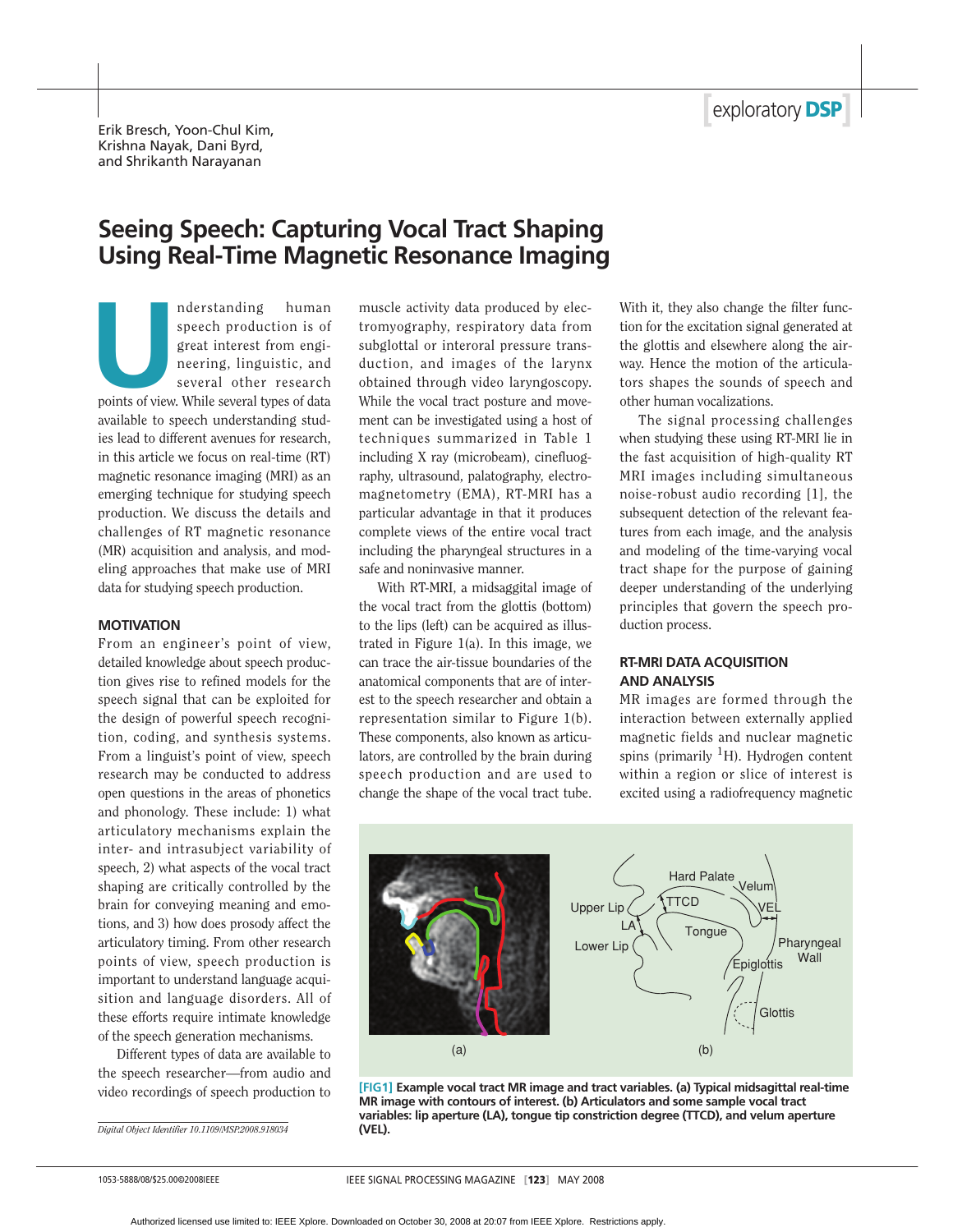Erik Bresch, Yoon-Chul Kim, Krishna Nayak, Dani Byrd, and Shrikanth Narayanan

# Seeing Speech: Capturing Vocal Tract Shaping Using Real-Time Magnetic Resonance Imaging

Understanding human speech production is of great interest from engineering, linguistic, and several other research points of view. While several types of data available to speech understanding studies lead to different avenues for research, in this article we focus on real-time (RT) magnetic resonance imaging (MRI) as an emerging technique for studying speech production. We discuss the details and challenges of RT magnetic resonance (MR) acquisition and analysis, and modeling approaches that make use of MRI data for studying speech production.

## MOTIVATION

From an engineer's point of view, detailed knowledge about speech production gives rise to refined models for the speech signal that can be exploited for the design of powerful speech recognition, coding, and synthesis systems. From a linguist's point of view, speech research may be conducted to address open questions in the areas of phonetics and phonology. These include: 1) what articulatory mechanisms explain the inter- and intrasubject variability of speech, 2) what aspects of the vocal tract shaping are critically controlled by the brain for conveying meaning and emotions, and 3) how does prosody affect the articulatory timing. From other research points of view, speech production is important to understand language acquisition and language disorders. All of these efforts require intimate knowledge of the speech generation mechanisms.

Different types of data are available to the speech researcher—from audio and video recordings of speech production to muscle activity data produced by electromyography, respiratory data from subglottal or interoral pressure transduction, and images of the larynx obtained through video laryngoscopy. While the vocal tract posture and movement can be investigated using a host of techniques summarized in Table 1 including X ray (microbeam), cinefluography, ultrasound, palatography, electromagnetometry (EMA), RT-MRI has a particular advantage in that it produces complete views of the entire vocal tract including the pharyngeal structures in a safe and noninvasive manner.

With RT-MRI, a midsaggital image of the vocal tract from the glottis (bottom) to the lips (left) can be acquired as illustrated in Figure 1(a). In this image, we can trace the air-tissue boundaries of the anatomical components that are of interest to the speech researcher and obtain a representation similar to Figure 1(b). These components, also known as articulators, are controlled by the brain during speech production and are used to change the shape of the vocal tract tube. With it, they also change the filter function for the excitation signal generated at the glottis and elsewhere along the airway. Hence the motion of the articulators shapes the sounds of speech and other human vocalizations.

The signal processing challenges when studying these using RT-MRI lie in the fast acquisition of high-quality RT MRI images including simultaneous noise-robust audio recording [1], the subsequent detection of the relevant features from each image, and the analysis and modeling of the time-varying vocal tract shape for the purpose of gaining deeper understanding of the underlying principles that govern the speech production process.

## RT-MRI DATA ACQUISITION AND ANALYSIS

MR images are formed through the interaction between externally applied magnetic fields and nuclear magnetic spins (primarily $^1$H). Hydrogen content within a region or slice of interest is excited using a radiofrequency magnetic

[FIG1] Example vocal tract MR image and tract variables. (a) Typical midsagittal real-time MR image with contours of interest. (b) Articulators and some sample vocal tract variables: lip aperture (LA), tongue tip constriction degree (TTCD), and velum aperture (VEL).

*Digital Object Identifier 10.1109/MSP.2008.918034*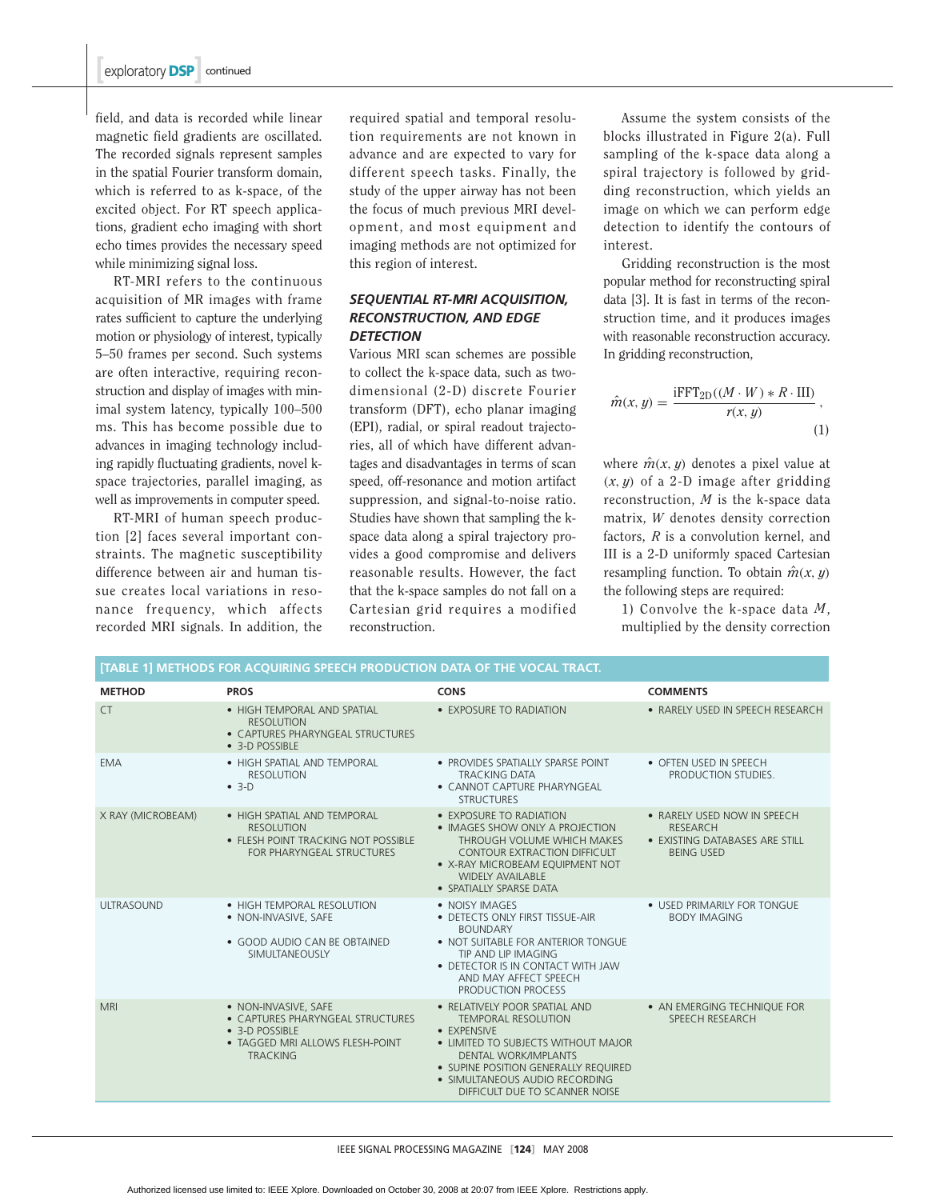field, and data is recorded while linear magnetic field gradients are oscillated. The recorded signals represent samples in the spatial Fourier transform domain, which is referred to as k-space, of the excited object. For RT speech applications, gradient echo imaging with short echo times provides the necessary speed while minimizing signal loss.

RT-MRI refers to the continuous acquisition of MR images with frame rates sufficient to capture the underlying motion or physiology of interest, typically 5–50 frames per second. Such systems are often interactive, requiring reconstruction and display of images with minimal system latency, typically 100–500 ms. This has become possible due to advances in imaging technology including rapidly fluctuating gradients, novel k-space trajectories, parallel imaging, as well as improvements in computer speed.

RT-MRI of human speech production [2] faces several important constraints. The magnetic susceptibility difference between air and human tissue creates local variations in resonance frequency, which affects recorded MRI signals. In addition, the required spatial and temporal resolution requirements are not known in advance and are expected to vary for different speech tasks. Finally, the study of the upper airway has not been the focus of much previous MRI development, and most equipment and imaging methods are not optimized for this region of interest.

## SEQUENTIAL RT-MRI ACQUISITION, RECONSTRUCTION, AND EDGE DETECTION

Various MRI scan schemes are possible to collect the k-space data, such as two-dimensional (2-D) discrete Fourier transform (DFT), echo planar imaging (EPI), radial, or spiral readout trajectories, all of which have different advantages and disadvantages in terms of scan speed, off-resonance and motion artifact suppression, and signal-to-noise ratio. Studies have shown that sampling the k-space data along a spiral trajectory provides a good compromise and delivers reasonable results. However, the fact that the k-space samples do not fall on a Cartesian grid requires a modified reconstruction.

Assume the system consists of the blocks illustrated in Figure 2(a). Full sampling of the k-space data along a spiral trajectory is followed by gridding reconstruction, which yields an image on which we can perform edge detection to identify the contours of interest.

Gridding reconstruction is the most popular method for reconstructing spiral data [3]. It is fast in terms of the reconstruction time, and it produces images with reasonable reconstruction accuracy. In gridding reconstruction,

$$\hat{m}(x, y) = \frac{\mathrm{iFFT}_{2\mathrm{D}}((M \cdot W) * R \cdot \mathrm{III})}{r(x, y)}, \tag{1}$$

where $\hat{m}(x, y)$ denotes a pixel value at $(x, y)$ of a 2-D image after gridding reconstruction, $M$ is the k-space data matrix, $W$ denotes density correction factors, $R$ is a convolution kernel, and III is a 2-D uniformly spaced Cartesian resampling function. To obtain $\hat{m}(x, y)$ the following steps are required:

1) Convolve the k-space data $M$, multiplied by the density correction

**[TABLE 1] METHODS FOR ACQUIRING SPEECH PRODUCTION DATA OF THE VOCAL TRACT.**

| METHOD | PROS | CONS | COMMENTS |
|---|---|---|---|
| CT | • HIGH TEMPORAL AND SPATIAL RESOLUTION<br>• CAPTURES PHARYNGEAL STRUCTURES<br>• 3-D POSSIBLE | • EXPOSURE TO RADIATION | • RARELY USED IN SPEECH RESEARCH |
| EMA | • HIGH SPATIAL AND TEMPORAL RESOLUTION<br>• 3-D | • PROVIDES SPATIALLY SPARSE POINT TRACKING DATA<br>• CANNOT CAPTURE PHARYNGEAL STRUCTURES | • OFTEN USED IN SPEECH PRODUCTION STUDIES. |
| X RAY (MICROBEAM) | • HIGH SPATIAL AND TEMPORAL RESOLUTION<br>• FLESH POINT TRACKING NOT POSSIBLE FOR PHARYNGEAL STRUCTURES | • EXPOSURE TO RADIATION<br>• IMAGES SHOW ONLY A PROJECTION THROUGH VOLUME WHICH MAKES CONTOUR EXTRACTION DIFFICULT<br>• X-RAY MICROBEAM EQUIPMENT NOT WIDELY AVAILABLE<br>• SPATIALLY SPARSE DATA | • RARELY USED NOW IN SPEECH RESEARCH<br>• EXISTING DATABASES ARE STILL BEING USED |
| ULTRASOUND | • HIGH TEMPORAL RESOLUTION<br>• NON-INVASIVE, SAFE<br>• GOOD AUDIO CAN BE OBTAINED SIMULTANEOUSLY | • NOISY IMAGES<br>• DETECTS ONLY FIRST TISSUE-AIR BOUNDARY<br>• NOT SUITABLE FOR ANTERIOR TONGUE TIP AND LIP IMAGING<br>• DETECTOR IS IN CONTACT WITH JAW AND MAY AFFECT SPEECH PRODUCTION PROCESS | • USED PRIMARILY FOR TONGUE BODY IMAGING |
| MRI | • NON-INVASIVE, SAFE<br>• CAPTURES PHARYNGEAL STRUCTURES<br>• 3-D POSSIBLE<br>• TAGGED MRI ALLOWS FLESH-POINT TRACKING | • RELATIVELY POOR SPATIAL AND TEMPORAL RESOLUTION<br>• EXPENSIVE<br>• LIMITED TO SUBJECTS WITHOUT MAJOR DENTAL WORK/IMPLANTS<br>• SUPINE POSITION GENERALLY REQUIRED<br>• SIMULTANEOUS AUDIO RECORDING DIFFICULT DUE TO SCANNER NOISE | • AN EMERGING TECHNIQUE FOR SPEECH RESEARCH |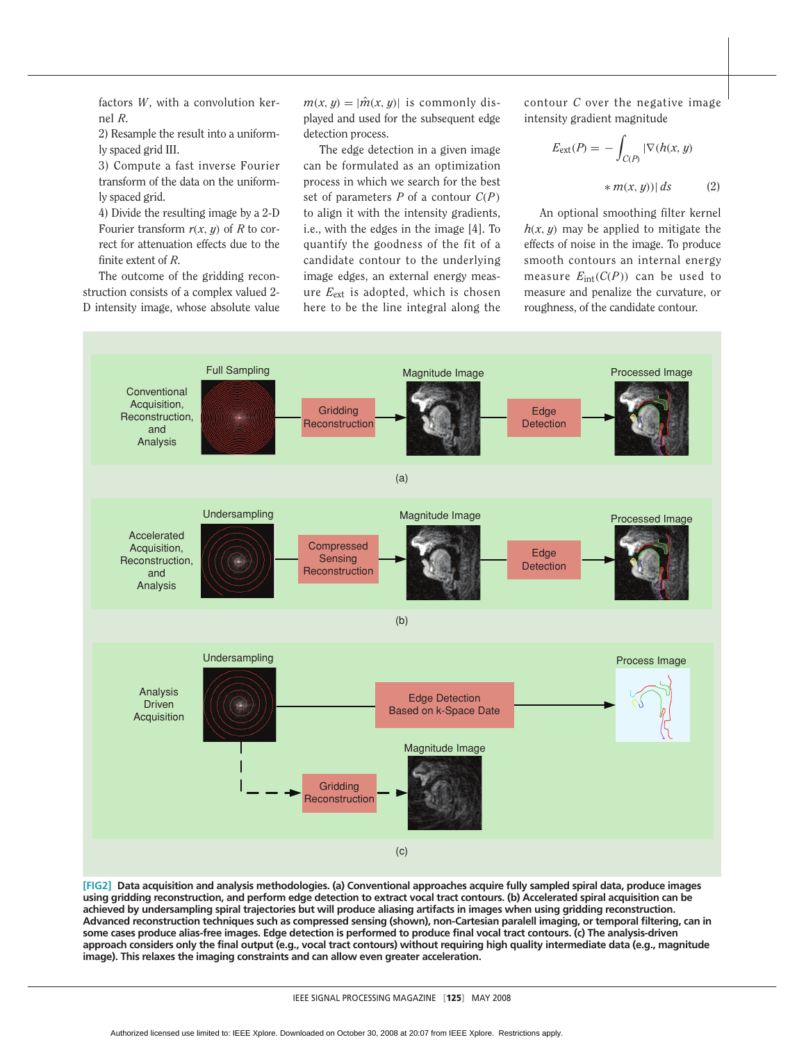factors $W$, with a convolution kernel $R$.

2) Resample the result into a uniformly spaced grid III.

3) Compute a fast inverse Fourier transform of the data on the uniformly spaced grid.

4) Divide the resulting image by a 2-D Fourier transform $r(x, y)$ of $R$ to correct for attenuation effects due to the finite extent of $R$.

The outcome of the gridding reconstruction consists of a complex valued 2-D intensity image, whose absolute value $m(x, y) = |\hat{m}(x, y)|$ is commonly displayed and used for the subsequent edge detection process.

The edge detection in a given image can be formulated as an optimization process in which we search for the best set of parameters $P$ of a contour $C(P)$ to align it with the intensity gradients, i.e., with the edges in the image [4]. To quantify the goodness of the fit of a candidate contour to the underlying image edges, an external energy measure $E_{\text{ext}}$ is adopted, which is chosen here to be the line integral along the contour $C$ over the negative image intensity gradient magnitude

$$E_{\text{ext}}(P) = -\int_{C(P)} |\nabla(h(x, y) * m(x, y))| \, ds \qquad (2)$$

An optional smoothing filter kernel $h(x, y)$ may be applied to mitigate the effects of noise in the image. To produce smooth contours an internal energy measure $E_{\text{int}}(C(P))$ can be used to measure and penalize the curvature, or roughness, of the candidate contour.

**[FIG2] Data acquisition and analysis methodologies. (a) Conventional approaches acquire fully sampled spiral data, produce images using gridding reconstruction, and perform edge detection to extract vocal tract contours. (b) Accelerated spiral acquisition can be achieved by undersampling spiral trajectories but will produce aliasing artifacts in images when using gridding reconstruction. Advanced reconstruction techniques such as compressed sensing (shown), non-Cartesian paralell imaging, or temporal filtering, can in some cases produce alias-free images. Edge detection is performed to produce final vocal tract contours. (c) The analysis-driven approach considers only the final output (e.g., vocal tract contours) without requiring high quality intermediate data (e.g., magnitude image). This relaxes the imaging constraints and can allow even greater acceleration.**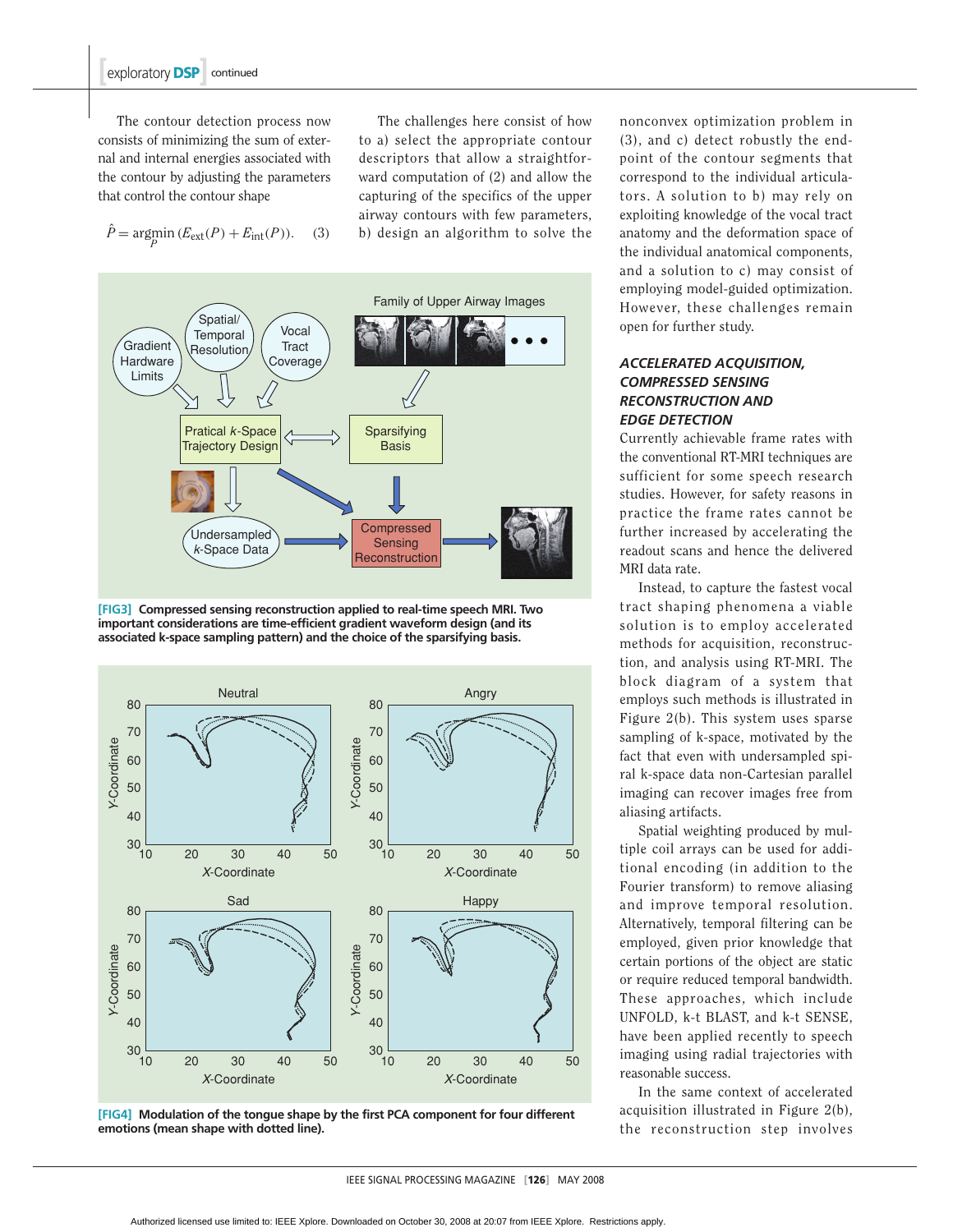The contour detection process now consists of minimizing the sum of external and internal energies associated with the contour by adjusting the parameters that control the contour shape

$$\hat{P} = \underset{P}{\operatorname{argmin}} \left(E_{\text{ext}}(P) + E_{\text{int}}(P)\right). \quad (3)$$

The challenges here consist of how to a) select the appropriate contour descriptors that allow a straightforward computation of (2) and allow the capturing of the specifics of the upper airway contours with few parameters, b) design an algorithm to solve the nonconvex optimization problem in (3), and c) detect robustly the end-point of the contour segments that correspond to the individual articulators. A solution to b) may rely on exploiting knowledge of the vocal tract anatomy and the deformation space of the individual anatomical components, and a solution to c) may consist of employing model-guided optimization. However, these challenges remain open for further study.

**[FIG3]** **Compressed sensing reconstruction applied to real-time speech MRI. Two important considerations are time-efficient gradient waveform design (and its associated k-space sampling pattern) and the choice of the sparsifying basis.**

**[FIG4]** **Modulation of the tongue shape by the first PCA component for four different emotions (mean shape with dotted line).**

### *ACCELERATED ACQUISITION, COMPRESSED SENSING RECONSTRUCTION AND EDGE DETECTION*

Currently achievable frame rates with the conventional RT-MRI techniques are sufficient for some speech research studies. However, for safety reasons in practice the frame rates cannot be further increased by accelerating the readout scans and hence the delivered MRI data rate.

Instead, to capture the fastest vocal tract shaping phenomena a viable solution is to employ accelerated methods for acquisition, reconstruction, and analysis using RT-MRI. The block diagram of a system that employs such methods is illustrated in Figure 2(b). This system uses sparse sampling of k-space, motivated by the fact that even with undersampled spiral k-space data non-Cartesian parallel imaging can recover images free from aliasing artifacts.

Spatial weighting produced by multiple coil arrays can be used for additional encoding (in addition to the Fourier transform) to remove aliasing and improve temporal resolution. Alternatively, temporal filtering can be employed, given prior knowledge that certain portions of the object are static or require reduced temporal bandwidth. These approaches, which include UNFOLD, k-t BLAST, and k-t SENSE, have applied recently to speech imaging using radial trajectories with reasonable success.

In the same context of accelerated acquisition illustrated in Figure 2(b), the reconstruction step involves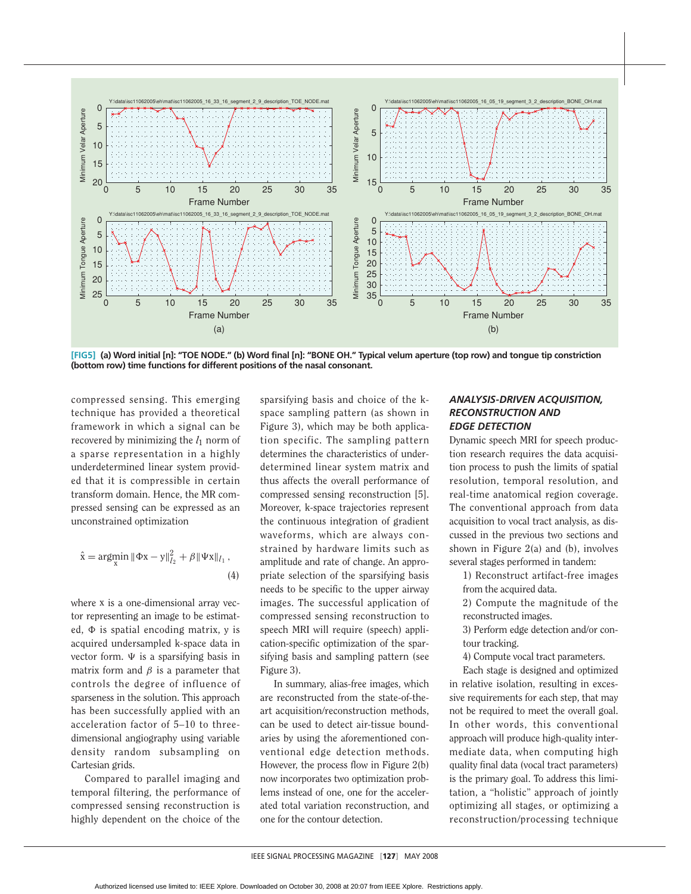[FIG5] **(a) Word initial [n]: "TOE NODE." (b) Word final [n]: "BONE OH." Typical velum aperture (top row) and tongue tip constriction (bottom row) time functions for different positions of the nasal consonant.**

compressed sensing. This emerging technique has provided a theoretical framework in which a signal can be recovered by minimizing the $l_1$ norm of a sparse representation in a highly underdetermined linear system provided that it is compressible in certain transform domain. Hence, the MR compressed sensing can be expressed as an unconstrained optimization

$$\hat{\mathrm{x}} = \underset{\mathrm{x}}{\operatorname{argmin}} \|\Phi \mathrm{x} - \mathrm{y}\|_{l_2}^2 + \beta \|\Psi \mathrm{x}\|_{l_1}, \tag{4}$$

where x is a one-dimensional array vector representing an image to be estimated, $\Phi$ is spatial encoding matrix, y is acquired undersampled k-space data in vector form. $\Psi$ is a sparsifying basis in matrix form and $\beta$ is a parameter that controls the degree of influence of sparseness in the solution. This approach has been successfully applied with an acceleration factor of 5–10 to three-dimensional angiography using variable density random subsampling on Cartesian grids.

Compared to parallel imaging and temporal filtering, the performance of compressed sensing reconstruction is highly dependent on the choice of the sparsifying basis and choice of the k-space sampling pattern (as shown in Figure 3), which may be both application specific. The sampling pattern determines the characteristics of underdetermined linear system matrix and thus affects the overall performance of compressed sensing reconstruction [5]. Moreover, k-space trajectories represent the continuous integration of gradient waveforms, which are always constrained by hardware limits such as amplitude and rate of change. An appropriate selection of the sparsifying basis needs to be specific to the upper airway images. The successful application of compressed sensing reconstruction to speech MRI will require (speech) application-specific optimization of the sparsifying basis and sampling pattern (see Figure 3).

In summary, alias-free images, which are reconstructed from the state-of-the-art acquisition/reconstruction methods, can be used to detect air-tissue boundaries by using the aforementioned conventional edge detection methods. However, the process flow in Figure 2(b) now incorporates two optimization problems instead of one, one for the accelerated total variation reconstruction, and one for the contour detection.

### *ANALYSIS-DRIVEN ACQUISITION, RECONSTRUCTION AND EDGE DETECTION*

Dynamic speech MRI for speech production research requires the data acquisition process to push the limits of spatial resolution, temporal resolution, and real-time anatomical region coverage. The conventional approach from data acquisition to vocal tract analysis, as discussed in the previous two sections and shown in Figure 2(a) and (b), involves several stages performed in tandem:

1) Reconstruct artifact-free images from the acquired data.
2) Compute the magnitude of the reconstructed images.
3) Perform edge detection and/or contour tracking.
4) Compute vocal tract parameters.

Each stage is designed and optimized in relative isolation, resulting in excessive requirements for each step, that may not be required to meet the overall goal. In other words, this conventional approach will produce high-quality intermediate data, when computing high quality final data (vocal tract parameters) is the primary goal. To address this limitation, a "holistic" approach of jointly optimizing all stages, or optimizing a reconstruction/processing technique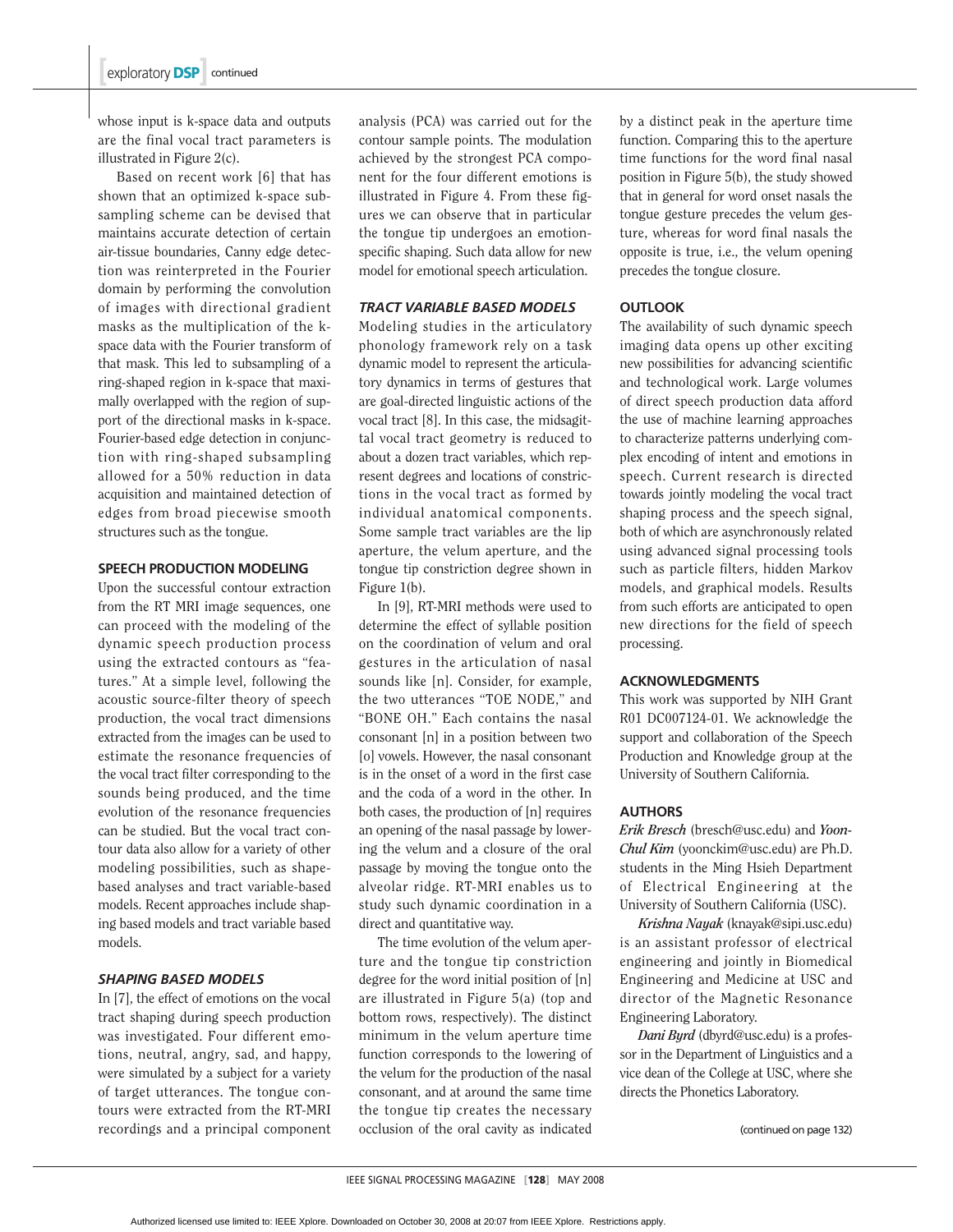whose input is k-space data and outputs are the final vocal tract parameters is illustrated in Figure 2(c).

Based on recent work [6] that has shown that an optimized k-space subsampling scheme can be devised that maintains accurate detection of certain air-tissue boundaries, Canny edge detection was reinterpreted in the Fourier domain by performing the convolution of images with directional gradient masks as the multiplication of the k-space data with the Fourier transform of that mask. This led to subsampling of a ring-shaped region in k-space that maximally overlapped with the region of support of the directional masks in k-space. Fourier-based edge detection in conjunction with ring-shaped subsampling allowed for a 50% reduction in data acquisition and maintained detection of edges from broad piecewise smooth structures such as the tongue.

## SPEECH PRODUCTION MODELING

Upon the successful contour extraction from the RT MRI image sequences, one can proceed with the modeling of the dynamic speech production process using the extracted contours as "features." At a simple level, following the acoustic source-filter theory of speech production, the vocal tract dimensions extracted from the images can be used to estimate the resonance frequencies of the vocal tract filter corresponding to the sounds being produced, and the time evolution of the resonance frequencies can be studied. But the vocal tract contour data also allow for a variety of other modeling possibilities, such as shape-based analyses and tract variable-based models. Recent approaches include shaping based models and tract variable based models.

### *SHAPING BASED MODELS*

In [7], the effect of emotions on the vocal tract shaping during speech production was investigated. Four different emotions, neutral, angry, sad, and happy, were simulated by a subject for a variety of target utterances. The tongue contours were extracted from the RT-MRI recordings and a principal component analysis (PCA) was carried out for the contour sample points. The modulation achieved by the strongest PCA component for the four different emotions is illustrated in Figure 4. From these figures we can observe that in particular the tongue tip undergoes an emotion-specific shaping. Such data allow for new model for emotional speech articulation.

### *TRACT VARIABLE BASED MODELS*

Modeling studies in the articulatory phonology framework rely on a task dynamic model to represent the articulatory dynamics in terms of gestures that are goal-directed linguistic actions of the vocal tract [8]. In this case, the midsagittal vocal tract geometry is reduced to about a dozen tract variables, which represent degrees and locations of constrictions in the vocal tract as formed by individual anatomical components. Some sample tract variables are the lip aperture, the velum aperture, and the tongue tip constriction degree shown in Figure 1(b).

In [9], RT-MRI methods were used to determine the effect of syllable position on the coordination of velum and oral gestures in the articulation of nasal sounds like [n]. Consider, for example, the two utterances "TOE NODE," and "BONE OH." Each contains the nasal consonant [n] in a position between two [o] vowels. However, the nasal consonant is in the onset of a word in the first case and the coda of a word in the other. In both cases, the production of [n] requires an opening of the nasal passage by lowering the velum and a closure of the oral passage by moving the tongue onto the alveolar ridge. RT-MRI enables us to study such dynamic coordination in a direct and quantitative way.

The time evolution of the velum aperture and the tongue tip constriction degree for the word initial position of [n] are illustrated in Figure 5(a) (top and bottom rows, respectively). The distinct minimum in the velum aperture time function corresponds to the lowering of the velum for the production of the nasal consonant, and at around the same time the tongue tip creates the necessary occlusion of the oral cavity as indicated by a distinct peak in the aperture time function. Comparing this to the aperture time functions for the word final nasal position in Figure 5(b), the study showed that in general for word onset nasals the tongue gesture precedes the velum gesture, whereas for word final nasals the opposite is true, i.e., the velum opening precedes the tongue closure.

## OUTLOOK

The availability of such dynamic speech imaging data opens up other exciting new possibilities for advancing scientific and technological work. Large volumes of direct speech production data afford the use of machine learning approaches to characterize patterns underlying complex encoding of intent and emotions in speech. Current research is directed towards jointly modeling the vocal tract shaping process and the speech signal, both of which are asynchronously related using advanced signal processing tools such as particle filters, hidden Markov models, and graphical models. Results from such efforts are anticipated to open new directions for the field of speech processing.

## ACKNOWLEDGMENTS

This work was supported by NIH Grant R01 DC007124-01. We acknowledge the support and collaboration of the Speech Production and Knowledge group at the University of Southern California.

## AUTHORS

***Erik Bresch*** (bresch@usc.edu) and ***Yoon-Chul Kim*** (yoonckim@usc.edu) are Ph.D. students in the Ming Hsieh Department of Electrical Engineering at the University of Southern California (USC).

***Krishna Nayak*** (knayak@sipi.usc.edu) is an assistant professor of electrical engineering and jointly in Biomedical Engineering and Medicine at USC and director of the Magnetic Resonance Engineering Laboratory.

***Dani Byrd*** (dbyrd@usc.edu) is a professor in the Department of Linguistics and a vice dean of the College at USC, where she directs the Phonetics Laboratory.

(continued on page 132)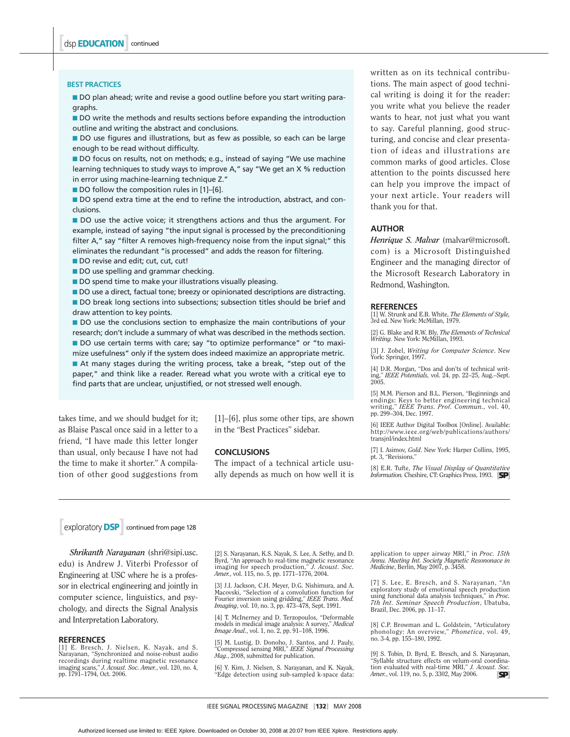### BEST PRACTICES

- DO plan ahead; write and revise a good outline before you start writing paragraphs.
- DO write the methods and results sections before expanding the introduction outline and writing the abstract and conclusions.
- DO use figures and illustrations, but as few as possible, so each can be large enough to be read without difficulty.
- DO focus on results, not on methods; e.g., instead of saying "We use machine learning techniques to study ways to improve A," say "We get an X % reduction in error using machine-learning technique Z."
- DO follow the composition rules in [1]–[6].
- DO spend extra time at the end to refine the introduction, abstract, and conclusions.
- DO use the active voice; it strengthens actions and thus the argument. For example, instead of saying "the input signal is processed by the preconditioning filter A," say "filter A removes high-frequency noise from the input signal;" this eliminates the redundant "is processed" and adds the reason for filtering.
- DO revise and edit; cut, cut, cut!
- DO use spelling and grammar checking.
- DO spend time to make your illustrations visually pleasing.
- DO use a direct, factual tone; breezy or opinionated descriptions are distracting.
- DO break long sections into subsections; subsection titles should be brief and draw attention to key points.
- DO use the conclusions section to emphasize the main contributions of your research; don't include a summary of what was described in the methods section.
- DO use certain terms with care; say "to optimize performance" or "to maximize usefulness" only if the system does indeed maximize an appropriate metric.
- At many stages during the writing process, take a break, "step out of the paper," and think like a reader. Reread what you wrote with a critical eye to find parts that are unclear, unjustified, or not stressed well enough.

takes time, and we should budget for it; as Blaise Pascal once said in a letter to a friend, "I have made this letter longer than usual, only because I have not had the time to make it shorter." A compilation of other good suggestions from [1]–[6], plus some other tips, are shown in the "Best Practices" sidebar.

## CONCLUSIONS

The impact of a technical article usually depends as much on how well it is written as on its technical contributions. The main aspect of good technical writing is doing it for the reader: you write what you believe the reader wants to hear, not just what you want to say. Careful planning, good structuring, and concise and clear presentation of ideas and illustrations are common marks of good articles. Close attention to the points discussed here can help you improve the impact of your next article. Your readers will thank you for that.

## AUTHOR

***Henrique S. Malvar*** (malvar@microsoft.com) is a Microsoft Distinguished Engineer and the managing director of the Microsoft Research Laboratory in Redmond, Washington.

## REFERENCES

[1] W. Strunk and E.B. White, *The Elements of Style*, 3rd ed. New York: McMillan, 1979.

[2] G. Blake and R.W. Bly, *The Elements of Technical Writing*. New York: McMillan, 1993.

[3] J. Zobel, *Writing for Computer Science*. New York: Springer, 1997.

[4] D.R. Morgan, "Dos and don'ts of technical writing," *IEEE Potentials*, vol. 24, pp. 22–25, Aug.–Sept. 2005.

[5] M.M. Pierson and B.L. Pierson, "Beginnings and endings: Keys to better engineering technical writing," *IEEE Trans. Prof. Commun.*, vol. 40, pp. 299–304, Dec. 1997.

[6] IEEE Author Digital Toolbox [Online]. Available: http://www.ieee.org/web/publications/authors/transjnl/index.html

[7] I. Asimov, *Gold*. New York: Harper Collins, 1995, pt. 3, "Revisions."

[8] E.R. Tufte, *The Visual Display of Quantitative Information*. Cheshire, CT: Graphics Press, 1993.

---

exploratory **DSP** continued from page 128

***Shrikanth Narayanan*** (shri@sipi.usc.edu) is Andrew J. Viterbi Professor of Engineering at USC where he is a professor in electrical engineering and jointly in computer science, linguistics, and psychology, and directs the Signal Analysis and Interpretation Laboratory.

## REFERENCES

[1] E. Bresch, J. Nielsen, K. Nayak, and S. Narayanan, "Synchronized and noise-robust audio recordings during realtime magnetic resonance imaging scans," *J. Acoust. Soc. Amer.*, vol. 120, no. 4, pp. 1791–1794, Oct. 2006.

[2] S. Narayanan, K.S. Nayak, S. Lee, A. Sethy, and D. Byrd, "An approach to real-time magnetic resonance imaging for speech production," *J. Acoust. Soc. Amer.*, vol. 115, no. 5, pp. 1771–1776, 2004.

[3] J.I. Jackson, C.H. Meyer, D.G. Nishimura, and A. Macovski, "Selection of a convolution function for Fourier inversion using gridding," *IEEE Trans. Med. Imaging*, vol. 10, no. 3, pp. 473–478, Sept. 1991.

[4] T. McInerney and D. Terzopoulos, "Deformable models in medical image analysis: A survey," *Medical Image Anal.*, vol. 1, no. 2, pp. 91–108, 1996.

[5] M. Lustig, D. Donoho, J. Santos, and J. Pauly, "Compressed sensing MRI," *IEEE Signal Processing Mag.*, 2008, submitted for publication.

[6] Y. Kim, J. Nielsen, S. Narayanan, and K. Nayak, "Edge detection using sub-sampled k-space data: application to upper airway MRI," in *Proc. 15th Annu. Meeting Int. Society Magnetic Resononace in Medicine*, Berlin, May 2007, p. 3458.

[7] S. Lee, E. Bresch, and S. Narayanan, "An exploratory study of emotional speech production using functional data analysis techniques," in *Proc. 7th Int. Seminar Speech Production*, Ubatuba, Brazil, Dec. 2006, pp. 11–17.

[8] C.P. Browman and L. Goldstein, "Articulatory phonology: An overview," *Phonetica*, vol. 49, no. 3-4, pp. 155–180, 1992.

[9] S. Tobin, D. Byrd, E. Bresch, and S. Narayanan, "Syllable structure effects on velum-oral coordination evaluated with real-time MRI," *J. Acoust. Soc. Amer.*, vol. 119, no. 5, p. 3302, May 2006.